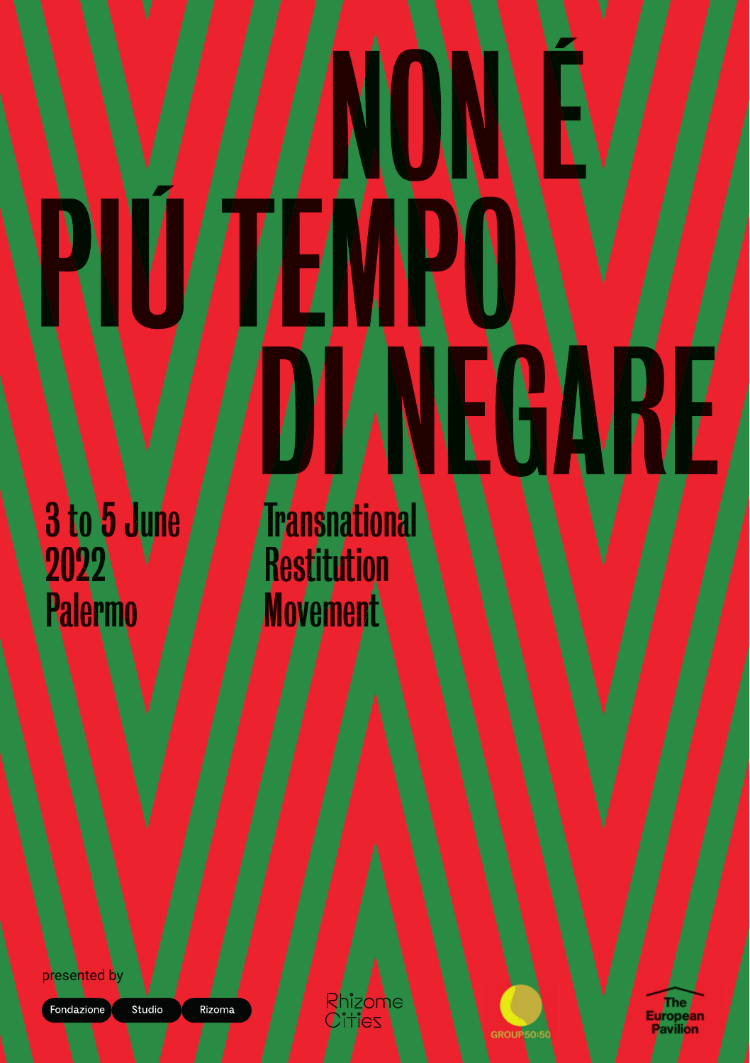# NON É PIÚ TEMPO DI NEGARE

3 to 5 June
2022
Palermo

Transnational
Restitution
Movement

presented by

Fondazione Studio Rizoma

Rhizome Cities

GROUP50:50

The European Pavilion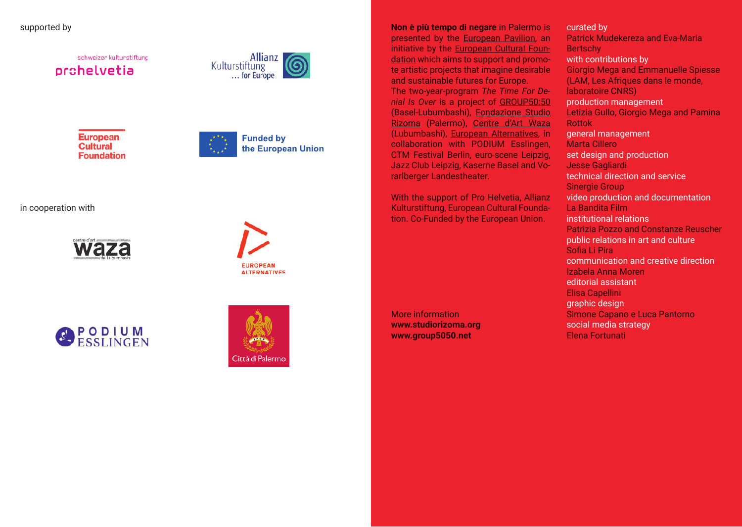supported by

schweizer kulturstiftung
prohelvetia

Allianz Kulturstiftung … for Europe

European Cultural Foundation

Funded by the European Union

in cooperation with

centre d'art waza de Lubumbashi

EUROPEAN ALTERNATIVES

PODIUM ESSLINGEN

Città di Palermo

**Non è più tempo di negare** in Palermo is presented by the European Pavilion, an initiative by the European Cultural Foundation which aims to support and promote artistic projects that imagine desirable and sustainable futures for Europe.
The two-year-program *The Time For Denial Is Over* is a project of GROUP50:50 (Basel-Lubumbashi), Fondazione Studio Rizoma (Palermo), Centre d'Art Waza (Lubumbashi), European Alternatives, in collaboration with PODIUM Esslingen, CTM Festival Berlin, euro-scene Leipzig, Jazz Club Leipzig, Kaserne Basel and Vorarlberger Landestheater.

With the support of Pro Helvetia, Allianz Kulturstiftung, European Cultural Foundation. Co-Funded by the European Union.

More information
**www.studiorizoma.org**
**www.group5050.net**

curated by
Patrick Mudekereza and Eva-Maria Bertschy
with contributions by
Giorgio Mega and Emmanuelle Spiesse (LAM, Les Afriques dans le monde, laboratoire CNRS)
production management
Letizia Gullo, Giorgio Mega and Pamina Rottok
general management
Marta Cillero
set design and production
Jesse Gagliardi
technical direction and service
Sinergie Group
video production and documentation
La Bandita Film
institutional relations
Patrizia Pozzo and Constanze Reuscher
public relations in art and culture
Sofia Li Pira
communication and creative direction
Izabela Anna Moren
editorial assistant
Elisa Capellini
graphic design
Simone Capano e Luca Pantorno
social media strategy
Elena Fortunati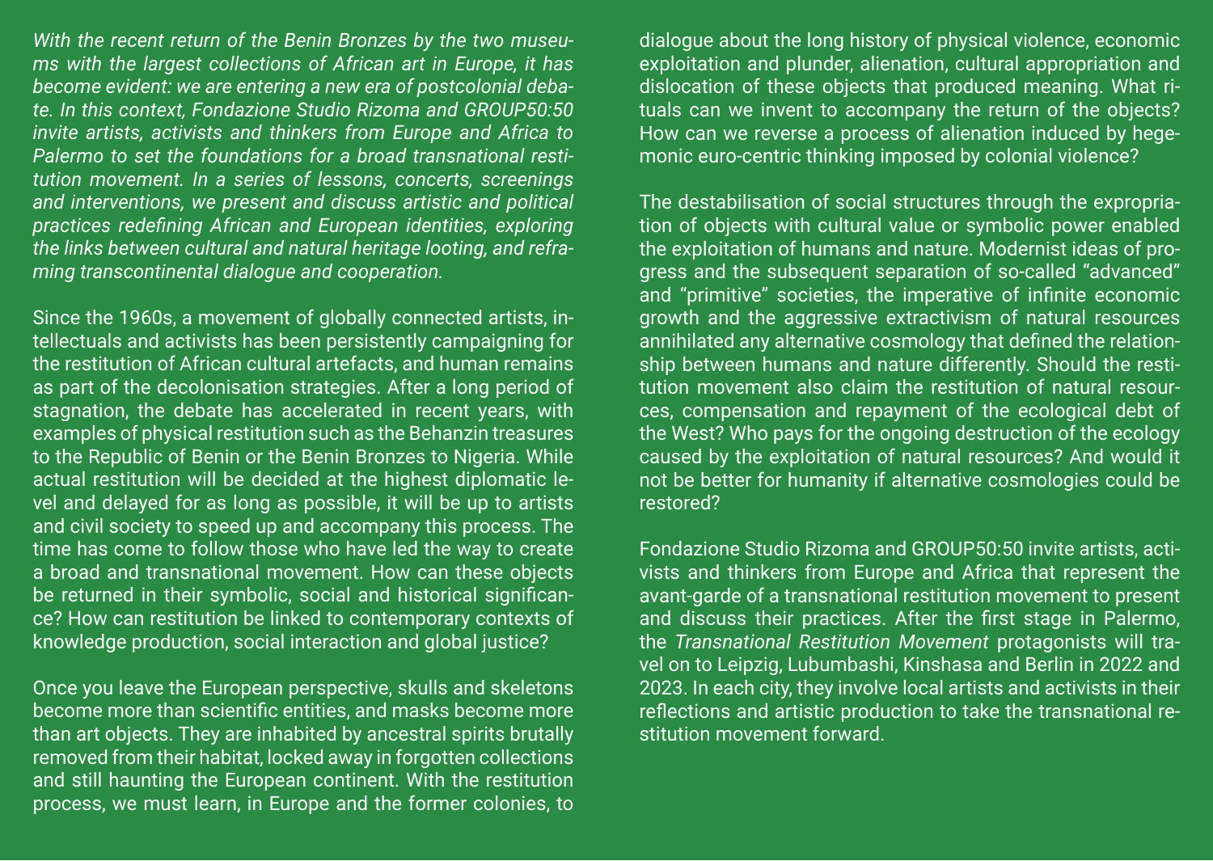*With the recent return of the Benin Bronzes by the two museums with the largest collections of African art in Europe, it has become evident: we are entering a new era of postcolonial debate. In this context, Fondazione Studio Rizoma and GROUP50:50 invite artists, activists and thinkers from Europe and Africa to Palermo to set the foundations for a broad transnational restitution movement. In a series of lessons, concerts, screenings and interventions, we present and discuss artistic and political practices redefining African and European identities, exploring the links between cultural and natural heritage looting, and reframing transcontinental dialogue and cooperation.*

Since the 1960s, a movement of globally connected artists, intellectuals and activists has been persistently campaigning for the restitution of African cultural artefacts, and human remains as part of the decolonisation strategies. After a long period of stagnation, the debate has accelerated in recent years, with examples of physical restitution such as the Behanzin treasures to the Republic of Benin or the Benin Bronzes to Nigeria. While actual restitution will be decided at the highest diplomatic level and delayed for as long as possible, it will be up to artists and civil society to speed up and accompany this process. The time has come to follow those who have led the way to create a broad and transnational movement. How can these objects be returned in their symbolic, social and historical significance? How can restitution be linked to contemporary contexts of knowledge production, social interaction and global justice?

Once you leave the European perspective, skulls and skeletons become more than scientific entities, and masks become more than art objects. They are inhabited by ancestral spirits brutally removed from their habitat, locked away in forgotten collections and still haunting the European continent. With the restitution process, we must learn, in Europe and the former colonies, to dialogue about the long history of physical violence, economic exploitation and plunder, alienation, cultural appropriation and dislocation of these objects that produced meaning. What rituals can we invent to accompany the return of the objects? How can we reverse a process of alienation induced by hegemonic euro-centric thinking imposed by colonial violence?

The destabilisation of social structures through the expropriation of objects with cultural value or symbolic power enabled the exploitation of humans and nature. Modernist ideas of progress and the subsequent separation of so-called "advanced" and "primitive" societies, the imperative of infinite economic growth and the aggressive extractivism of natural resources annihilated any alternative cosmology that defined the relationship between humans and nature differently. Should the restitution movement also claim the restitution of natural resources, compensation and repayment of the ecological debt of the West? Who pays for the ongoing destruction of the ecology caused by the exploitation of natural resources? And would it not be better for humanity if alternative cosmologies could be restored?

Fondazione Studio Rizoma and GROUP50:50 invite artists, activists and thinkers from Europe and Africa that represent the avant-garde of a transnational restitution movement to present and discuss their practices. After the first stage in Palermo, the *Transnational Restitution Movement* protagonists will travel on to Leipzig, Lubumbashi, Kinshasa and Berlin in 2022 and 2023. In each city, they involve local artists and activists in their reflections and artistic production to take the transnational restitution movement forward.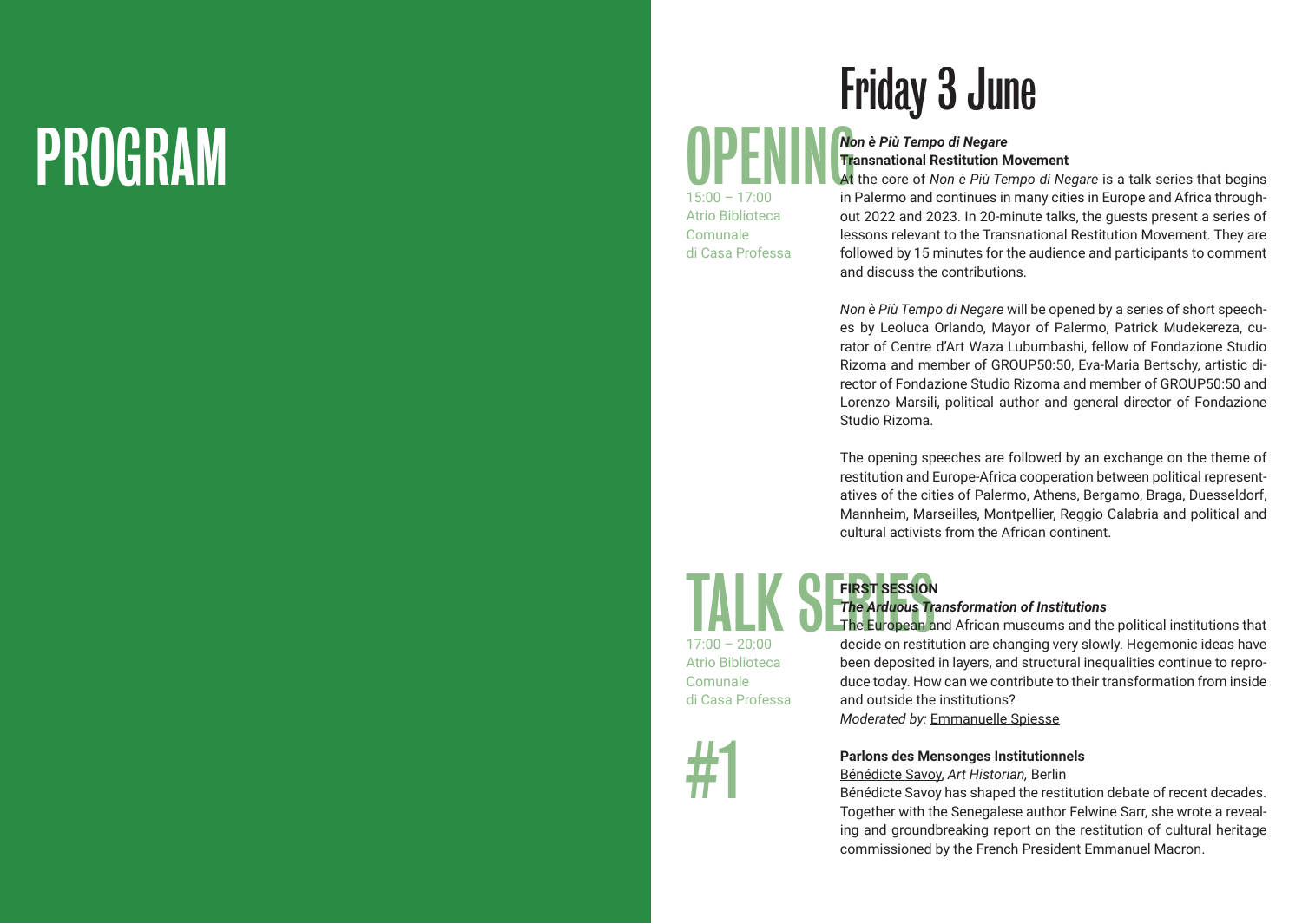# PROGRAM

# Friday 3 June

## OPENING

15:00 – 17:00
Atrio Biblioteca Comunale di Casa Professa

***Non è Più Tempo di Negare***
**Transnational Restitution Movement**

At the core of *Non è Più Tempo di Negare* is a talk series that begins in Palermo and continues in many cities in Europe and Africa throughout 2022 and 2023. In 20-minute talks, the guests present a series of lessons relevant to the Transnational Restitution Movement. They are followed by 15 minutes for the audience and participants to comment and discuss the contributions.

*Non è Più Tempo di Negare* will be opened by a series of short speeches by Leoluca Orlando, Mayor of Palermo, Patrick Mudekereza, curator of Centre d'Art Waza Lubumbashi, fellow of Fondazione Studio Rizoma and member of GROUP50:50, Eva-Maria Bertschy, artistic director of Fondazione Studio Rizoma and member of GROUP50:50 and Lorenzo Marsili, political author and general director of Fondazione Studio Rizoma.

The opening speeches are followed by an exchange on the theme of restitution and Europe-Africa cooperation between political representatives of the cities of Palermo, Athens, Bergamo, Braga, Duesseldorf, Mannheim, Marseilles, Montpellier, Reggio Calabria and political and cultural activists from the African continent.

## TALK SERIES #1

17:00 – 20:00
Atrio Biblioteca Comunale di Casa Professa

**FIRST SESSION**
***The Arduous Transformation of Institutions***

The European and African museums and the political institutions that decide on restitution are changing very slowly. Hegemonic ideas have been deposited in layers, and structural inequalities continue to reproduce today. How can we contribute to their transformation from inside and outside the institutions?

*Moderated by:* Emmanuelle Spiesse

**Parlons des Mensonges Institutionnels**
Bénédicte Savoy, *Art Historian,* Berlin

Bénédicte Savoy has shaped the restitution debate of recent decades. Together with the Senegalese author Felwine Sarr, she wrote a revealing and groundbreaking report on the restitution of cultural heritage commissioned by the French President Emmanuel Macron.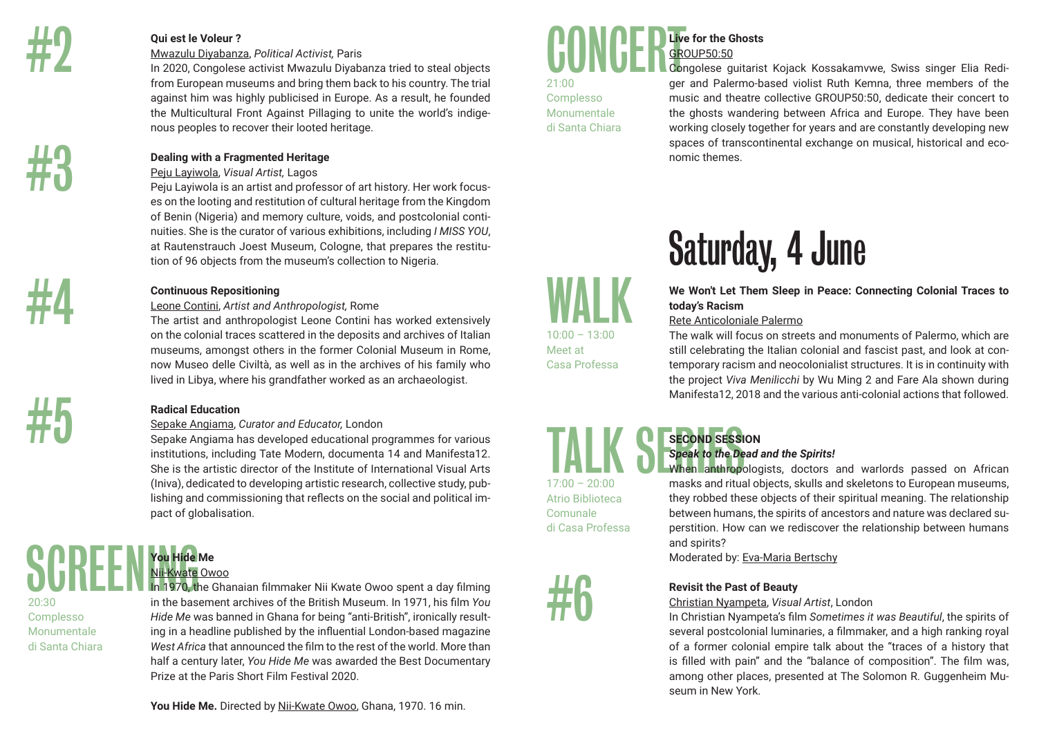#2

**Qui est le Voleur ?**

Mwazulu Diyabanza, *Political Activist,* Paris

In 2020, Congolese activist Mwazulu Diyabanza tried to steal objects from European museums and bring them back to his country. The trial against him was highly publicised in Europe. As a result, he founded the Multicultural Front Against Pillaging to unite the world's indigenous peoples to recover their looted heritage.

#3

**Dealing with a Fragmented Heritage**

Peju Layiwola, *Visual Artist,* Lagos

Peju Layiwola is an artist and professor of art history. Her work focuses on the looting and restitution of cultural heritage from the Kingdom of Benin (Nigeria) and memory culture, voids, and postcolonial continuities. She is the curator of various exhibitions, including *I MISS YOU*, at Rautenstrauch Joest Museum, Cologne, that prepares the restitution of 96 objects from the museum's collection to Nigeria.

#4

**Continuous Repositioning**

Leone Contini, *Artist and Anthropologist,* Rome

The artist and anthropologist Leone Contini has worked extensively on the colonial traces scattered in the deposits and archives of Italian museums, amongst others in the former Colonial Museum in Rome, now Museo delle Civiltà, as well as in the archives of his family who lived in Libya, where his grandfather worked as an archaeologist.

#5

**Radical Education**

Sepake Angiama, *Curator and Educator,* London

Sepake Angiama has developed educational programmes for various institutions, including Tate Modern, documenta 14 and Manifesta12. She is the artistic director of the Institute of International Visual Arts (Iniva), dedicated to developing artistic research, collective study, publishing and commissioning that reflects on the social and political impact of globalisation.

## SCREENING

20:30
Complesso
Monumentale
di Santa Chiara

**You Hide Me**

Nii-Kwate Owoo

In 1970, the Ghanaian filmmaker Nii Kwate Owoo spent a day filming in the basement archives of the British Museum. In 1971, his film *You Hide Me* was banned in Ghana for being "anti-British", ironically resulting in a headline published by the influential London-based magazine *West Africa* that announced the film to the rest of the world. More than half a century later, *You Hide Me* was awarded the Best Documentary Prize at the Paris Short Film Festival 2020.

**You Hide Me.** Directed by Nii-Kwate Owoo, Ghana, 1970. 16 min.

## CONCERT

21:00
Complesso
Monumentale
di Santa Chiara

**Live for the Ghosts**

GROUP50:50

Congolese guitarist Kojack Kossakamvwe, Swiss singer Elia Rediger and Palermo-based violist Ruth Kemna, three members of the music and theatre collective GROUP50:50, dedicate their concert to the ghosts wandering between Africa and Europe. They have been working closely together for years and are constantly developing new spaces of transcontinental exchange on musical, historical and economic themes.

# Saturday, 4 June

## WALK

10:00 – 13:00
Meet at
Casa Professa

**We Won't Let Them Sleep in Peace: Connecting Colonial Traces to today's Racism**

Rete Anticoloniale Palermo

The walk will focus on streets and monuments of Palermo, which are still celebrating the Italian colonial and fascist past, and look at contemporary racism and neocolonialist structures. It is in continuity with the project *Viva Menilicchi* by Wu Ming 2 and Fare Ala shown during Manifesta12, 2018 and the various anti-colonial actions that followed.

## TALK SERIES

17:00 – 20:00
Atrio Biblioteca
Comunale
di Casa Professa

**SECOND SESSION**

***Speak to the Dead and the Spirits!***

When anthropologists, doctors and warlords passed on African masks and ritual objects, skulls and skeletons to European museums, they robbed these objects of their spiritual meaning. The relationship between humans, the spirits of ancestors and nature was declared superstition. How can we rediscover the relationship between humans and spirits?

Moderated by: Eva-Maria Bertschy

#6

**Revisit the Past of Beauty**

Christian Nyampeta, *Visual Artist*, London

In Christian Nyampeta's film *Sometimes it was Beautiful*, the spirits of several postcolonial luminaries, a filmmaker, and a high ranking royal of a former colonial empire talk about the "traces of a history that is filled with pain" and the "balance of composition". The film was, among other places, presented at The Solomon R. Guggenheim Museum in New York.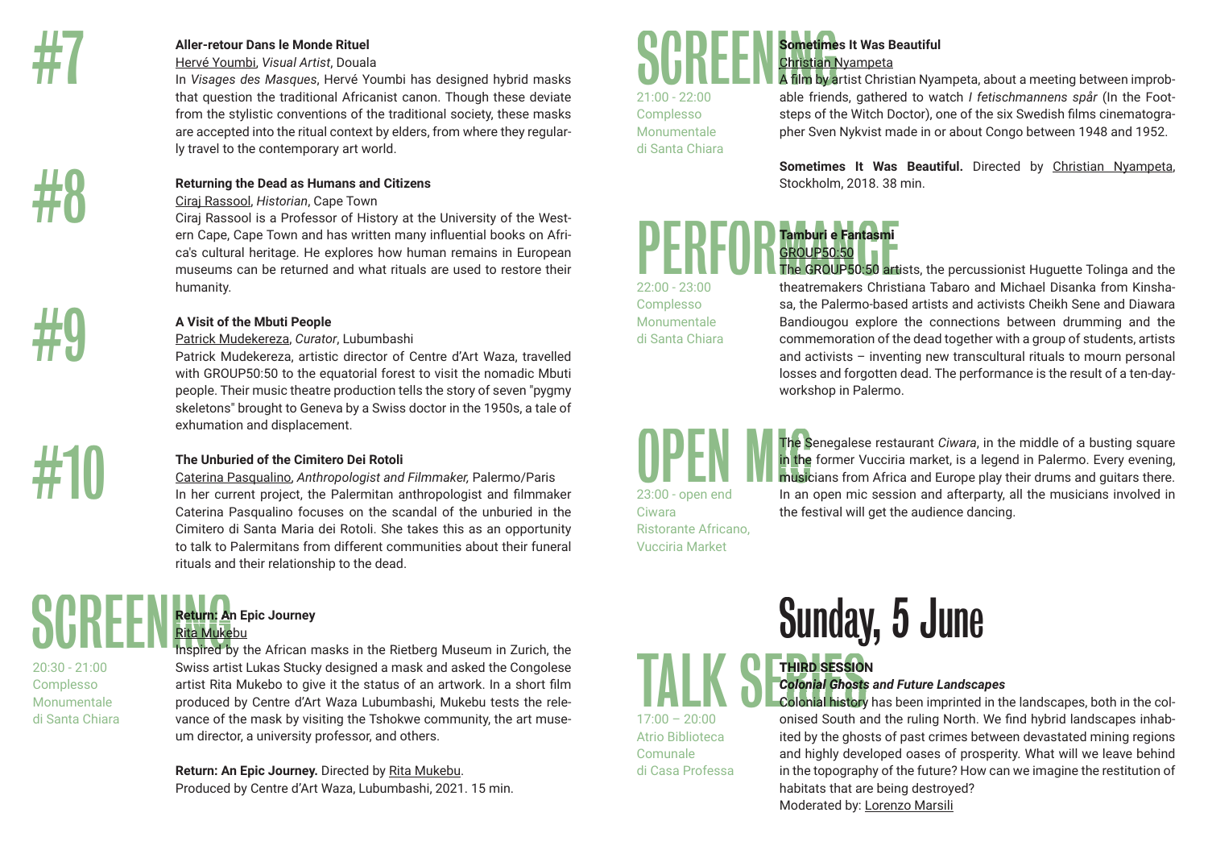## #7

**Aller-retour Dans le Monde Rituel**

Hervé Youmbi, *Visual Artist*, Douala

In *Visages des Masques*, Hervé Youmbi has designed hybrid masks that question the traditional Africanist canon. Though these deviate from the stylistic conventions of the traditional society, these masks are accepted into the ritual context by elders, from where they regularly travel to the contemporary art world.

## #8

**Returning the Dead as Humans and Citizens**

Ciraj Rassool, *Historian*, Cape Town

Ciraj Rassool is a Professor of History at the University of the Western Cape, Cape Town and has written many influential books on Africa's cultural heritage. He explores how human remains in European museums can be returned and what rituals are used to restore their humanity.

## #9

**A Visit of the Mbuti People**

Patrick Mudekereza, *Curator*, Lubumbashi

Patrick Mudekereza, artistic director of Centre d'Art Waza, travelled with GROUP50:50 to the equatorial forest to visit the nomadic Mbuti people. Their music theatre production tells the story of seven "pygmy skeletons" brought to Geneva by a Swiss doctor in the 1950s, a tale of exhumation and displacement.

## #10

**The Unburied of the Cimitero Dei Rotoli**

Caterina Pasqualino, *Anthropologist and Filmmaker,* Palermo/Paris

In her current project, the Palermitan anthropologist and filmmaker Caterina Pasqualino focuses on the scandal of the unburied in the Cimitero di Santa Maria dei Rotoli. She takes this as an opportunity to talk to Palermitans from different communities about their funeral rituals and their relationship to the dead.

## SCREENING

20:30 - 21:00
Complesso Monumentale di Santa Chiara

**Return: An Epic Journey**

Rita Mukebu

Inspired by the African masks in the Rietberg Museum in Zurich, the Swiss artist Lukas Stucky designed a mask and asked the Congolese artist Rita Mukebo to give it the status of an artwork. In a short film produced by Centre d'Art Waza Lubumbashi, Mukebu tests the relevance of the mask by visiting the Tshokwe community, the art museum director, a university professor, and others.

**Return: An Epic Journey.** Directed by Rita Mukebu.
Produced by Centre d'Art Waza, Lubumbashi, 2021. 15 min.

## SCREENING

21:00 - 22:00
Complesso Monumentale di Santa Chiara

**Sometimes It Was Beautiful**

Christian Nyampeta

A film by artist Christian Nyampeta, about a meeting between improbable friends, gathered to watch *I fetischmannens spår* (In the Footsteps of the Witch Doctor), one of the six Swedish films cinematographer Sven Nykvist made in or about Congo between 1948 and 1952.

**Sometimes It Was Beautiful.** Directed by Christian Nyampeta, Stockholm, 2018. 38 min.

## PERFORMANCE

22:00 - 23:00
Complesso Monumentale di Santa Chiara

**Tamburi e Fantasmi**

GROUP50:50

The GROUP50:50 artists, the percussionist Huguette Tolinga and the theatremakers Christiana Tabaro and Michael Disanka from Kinshasa, the Palermo-based artists and activists Cheikh Sene and Diawara Bandiougou explore the connections between drumming and the commemoration of the dead together with a group of students, artists and activists – inventing new transcultural rituals to mourn personal losses and forgotten dead. The performance is the result of a ten-day-workshop in Palermo.

## OPEN MIC

23:00 - open end
Ciwara Ristorante Africano, Vucciria Market

The Senegalese restaurant *Ciwara*, in the middle of a busting square in the former Vucciria market, is a legend in Palermo. Every evening, musicians from Africa and Europe play their drums and guitars there. In an open mic session and afterparty, all the musicians involved in the festival will get the audience dancing.

# Sunday, 5 June

## TALK SERIES

17:00 – 20:00
Atrio Biblioteca Comunale di Casa Professa

**THIRD SESSION**

***Colonial Ghosts and Future Landscapes***

Colonial history has been imprinted in the landscapes, both in the colonised South and the ruling North. We find hybrid landscapes inhabited by the ghosts of past crimes between devastated mining regions and highly developed oases of prosperity. What will we leave behind in the topography of the future? How can we imagine the restitution of habitats that are being destroyed?

Moderated by: Lorenzo Marsili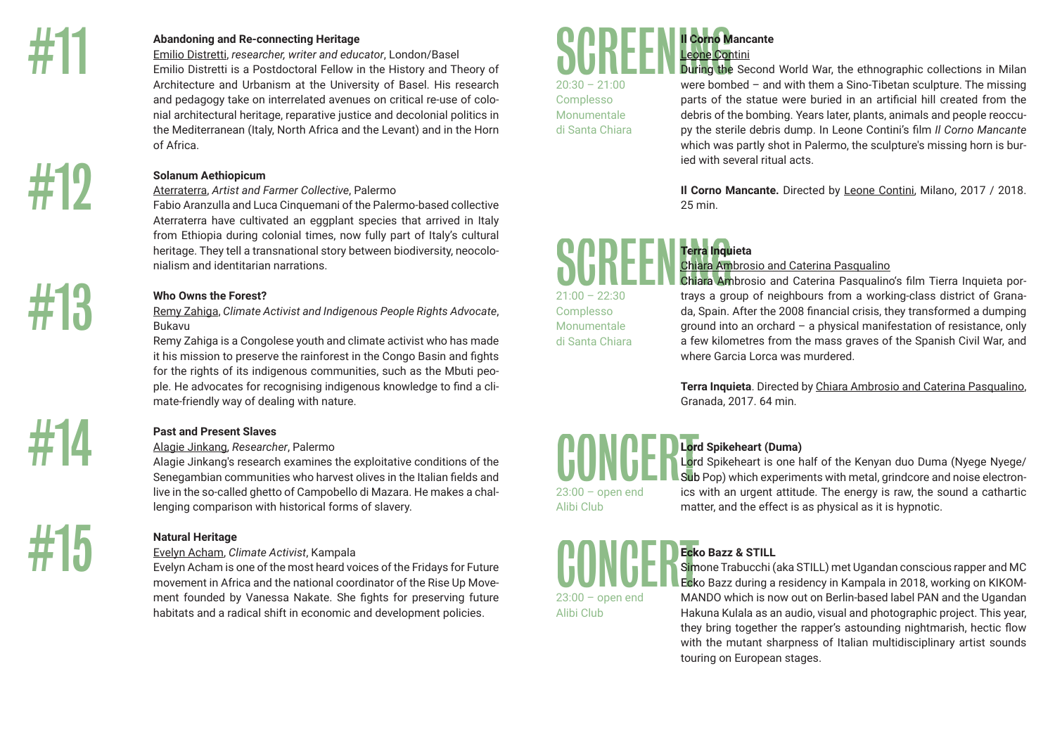# #11

### Abandoning and Re-connecting Heritage

Emilio Distretti, *researcher, writer and educator*, London/Basel

Emilio Distretti is a Postdoctoral Fellow in the History and Theory of Architecture and Urbanism at the University of Basel. His research and pedagogy take on interrelated avenues on critical re-use of colonial architectural heritage, reparative justice and decolonial politics in the Mediterranean (Italy, North Africa and the Levant) and in the Horn of Africa.

# #12

### Solanum Aethiopicum

Aterraterra, *Artist and Farmer Collective*, Palermo

Fabio Aranzulla and Luca Cinquemani of the Palermo-based collective Aterraterra have cultivated an eggplant species that arrived in Italy from Ethiopia during colonial times, now fully part of Italy's cultural heritage. They tell a transnational story between biodiversity, neocolonialism and identitarian narrations.

# #13

### Who Owns the Forest?

Remy Zahiga, *Climate Activist and Indigenous People Rights Advocate*, Bukavu

Remy Zahiga is a Congolese youth and climate activist who has made it his mission to preserve the rainforest in the Congo Basin and fights for the rights of its indigenous communities, such as the Mbuti people. He advocates for recognising indigenous knowledge to find a climate-friendly way of dealing with nature.

# #14

### Past and Present Slaves

Alagie Jinkang, *Researcher*, Palermo

Alagie Jinkang's research examines the exploitative conditions of the Senegambian communities who harvest olives in the Italian fields and live in the so-called ghetto of Campobello di Mazara. He makes a challenging comparison with historical forms of slavery.

# #15

### Natural Heritage

Evelyn Acham, *Climate Activist*, Kampala

Evelyn Acham is one of the most heard voices of the Fridays for Future movement in Africa and the national coordinator of the Rise Up Movement founded by Vanessa Nakate. She fights for preserving future habitats and a radical shift in economic and development policies.

# SCREENING

20:30 – 21:00
Complesso Monumentale di Santa Chiara

### Il Corno Mancante

Leone Contini

During the Second World War, the ethnographic collections in Milan were bombed – and with them a Sino-Tibetan sculpture. The missing parts of the statue were buried in an artificial hill created from the debris of the bombing. Years later, plants, animals and people reoccupy the sterile debris dump. In Leone Contini's film *Il Corno Mancante* which was partly shot in Palermo, the sculpture's missing horn is buried with several ritual acts.

**Il Corno Mancante.** Directed by Leone Contini, Milano, 2017 / 2018. 25 min.

# SCREENING

21:00 – 22:30
Complesso Monumentale di Santa Chiara

### Terra Inquieta

Chiara Ambrosio and Caterina Pasqualino

Chiara Ambrosio and Caterina Pasqualino's film Tierra Inquieta portrays a group of neighbours from a working-class district of Granada, Spain. After the 2008 financial crisis, they transformed a dumping ground into an orchard – a physical manifestation of resistance, only a few kilometres from the mass graves of the Spanish Civil War, and where Garcia Lorca was murdered.

**Terra Inquieta**. Directed by Chiara Ambrosio and Caterina Pasqualino, Granada, 2017. 64 min.

# CONCERT

23:00 – open end
Alibi Club

### Lord Spikeheart (Duma)

Lord Spikeheart is one half of the Kenyan duo Duma (Nyege Nyege/Sub Pop) which experiments with metal, grindcore and noise electronics with an urgent attitude. The energy is raw, the sound a cathartic matter, and the effect is as physical as it is hypnotic.

# CONCERT

23:00 – open end
Alibi Club

### Ecko Bazz & STILL

Simone Trabucchi (aka STILL) met Ugandan conscious rapper and MC Ecko Bazz during a residency in Kampala in 2018, working on KIKOMMANDO which is now out on Berlin-based label PAN and the Ugandan Hakuna Kulala as an audio, visual and photographic project. This year, they bring together the rapper's astounding nightmarish, hectic flow with the mutant sharpness of Italian multidisciplinary artist sounds touring on European stages.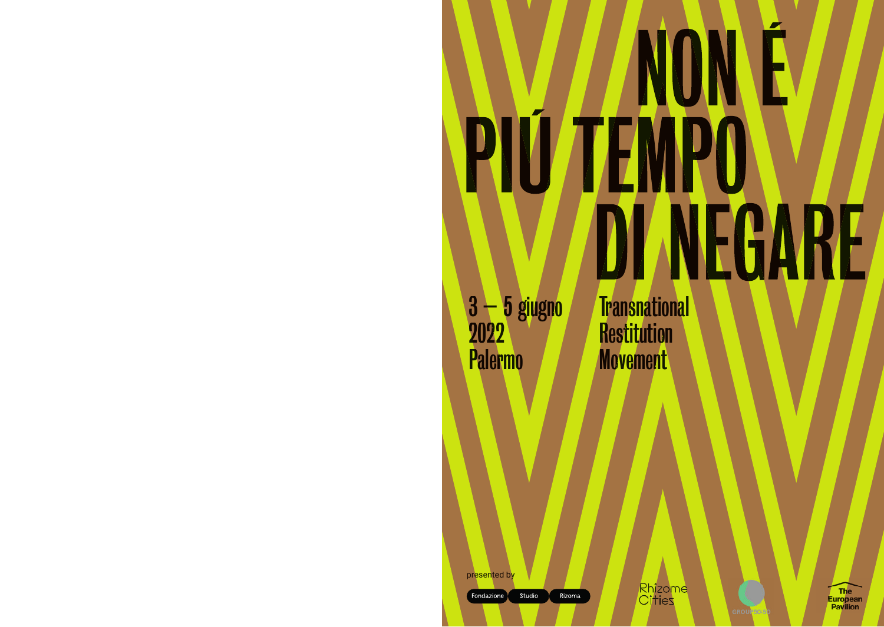# NON É PIÚ TEMPO DI NEGARE

3 – 5 giugno
2022
Palermo

Transnational
Restitution
Movement

presented by

Fondazione Studio Rizoma

Rhizome Cities

GROUP50-50

The European Pavilion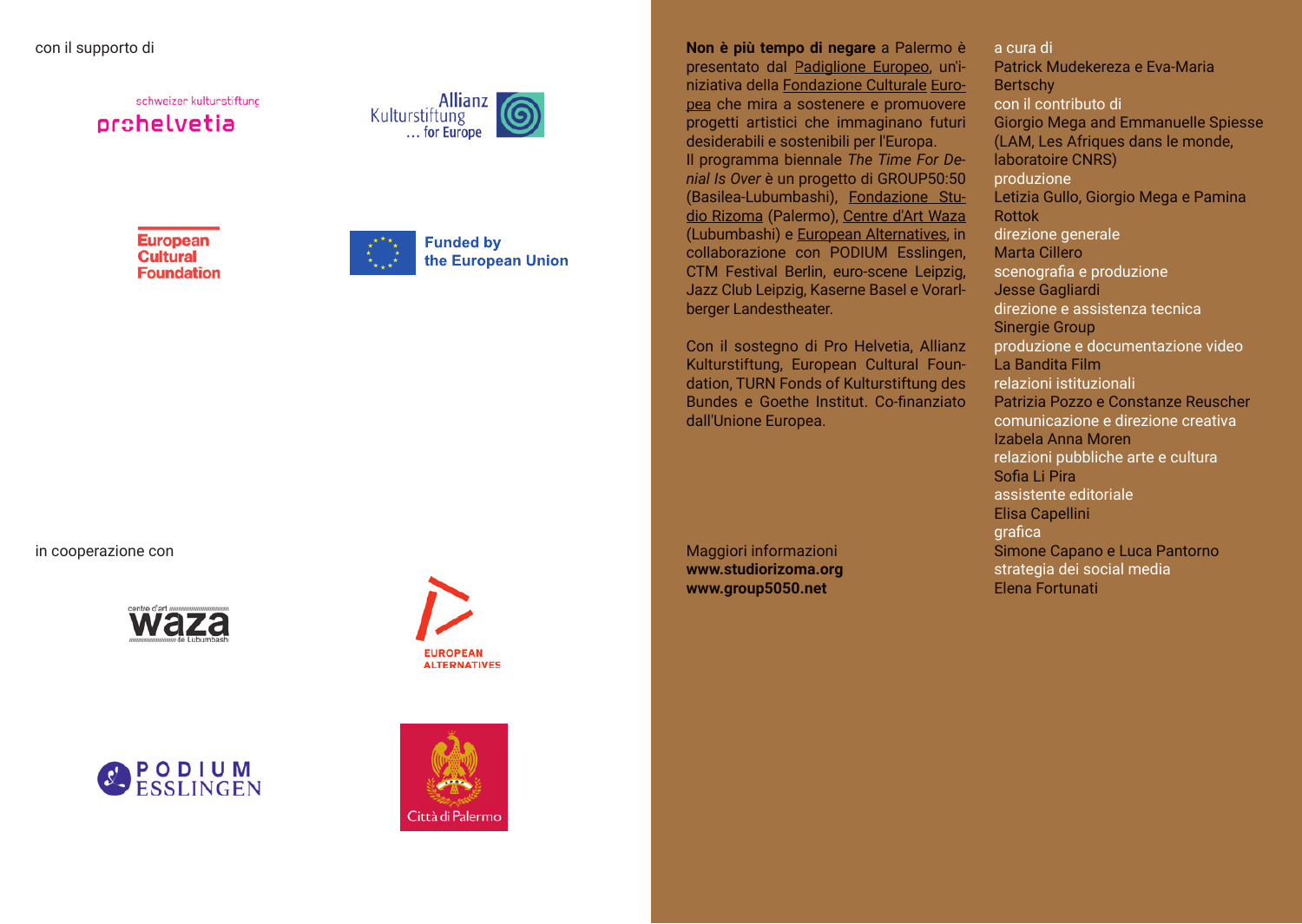con il supporto di

schweizer kulturstiftung
prohelvetia

Allianz Kulturstiftung … for Europe

European Cultural Foundation

Funded by the European Union

in cooperazione con

centre d'art waza de Lubumbashi

EUROPEAN ALTERNATIVES

PODIUM ESSLINGEN

Città di Palermo

**Non è più tempo di negare** a Palermo è presentato dal Padiglione Europeo, un'iniziativa della Fondazione Culturale Europea che mira a sostenere e promuovere progetti artistici che immaginano futuri desiderabili e sostenibili per l'Europa.
Il programma biennale *The Time For Denial Is Over* è un progetto di GROUP50:50 (Basilea-Lubumbashi), Fondazione Studio Rizoma (Palermo), Centre d'Art Waza (Lubumbashi) e European Alternatives, in collaborazione con PODIUM Esslingen, CTM Festival Berlin, euro-scene Leipzig, Jazz Club Leipzig, Kaserne Basel e Vorarlberger Landestheater.

Con il sostegno di Pro Helvetia, Allianz Kulturstiftung, European Cultural Foundation, TURN Fonds of Kulturstiftung des Bundes e Goethe Institut. Co-finanziato dall'Unione Europea.

Maggiori informazioni
**www.studiorizoma.org**
**www.group5050.net**

a cura di
Patrick Mudekereza e Eva-Maria Bertschy
con il contributo di
Giorgio Mega and Emmanuelle Spiesse (LAM, Les Afriques dans le monde, laboratoire CNRS)
produzione
Letizia Gullo, Giorgio Mega e Pamina Rottok
direzione generale
Marta Cillero
scenografia e produzione
Jesse Gagliardi
direzione e assistenza tecnica
Sinergie Group
produzione e documentazione video
La Bandita Film
relazioni istituzionali
Patrizia Pozzo e Constanze Reuscher
comunicazione e direzione creativa
Izabela Anna Moren
relazioni pubbliche arte e cultura
Sofia Li Pira
assistente editoriale
Elisa Capellini
grafica
Simone Capano e Luca Pantorno
strategia dei social media
Elena Fortunati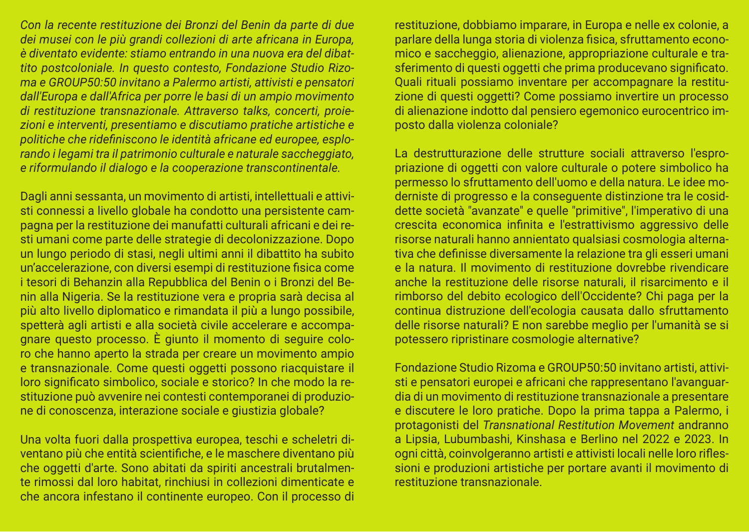*Con la recente restituzione dei Bronzi del Benin da parte di due dei musei con le più grandi collezioni di arte africana in Europa, è diventato evidente: stiamo entrando in una nuova era del dibattito postcoloniale. In questo contesto, Fondazione Studio Rizoma e GROUP50:50 invitano a Palermo artisti, attivisti e pensatori dall'Europa e dall'Africa per porre le basi di un ampio movimento di restituzione transnazionale. Attraverso talks, concerti, proiezioni e interventi, presentiamo e discutiamo pratiche artistiche e politiche che ridefiniscono le identità africane ed europee, esplorando i legami tra il patrimonio culturale e naturale saccheggiato, e riformulando il dialogo e la cooperazione transcontinentale.*

Dagli anni sessanta, un movimento di artisti, intellettuali e attivisti connessi a livello globale ha condotto una persistente campagna per la restituzione dei manufatti culturali africani e dei resti umani come parte delle strategie di decolonizzazione. Dopo un lungo periodo di stasi, negli ultimi anni il dibattito ha subito un'accelerazione, con diversi esempi di restituzione fisica come i tesori di Behanzin alla Repubblica del Benin o i Bronzi del Benin alla Nigeria. Se la restituzione vera e propria sarà decisa al più alto livello diplomatico e rimandata il più a lungo possibile, spetterà agli artisti e alla società civile accelerare e accompagnare questo processo. È giunto il momento di seguire coloro che hanno aperto la strada per creare un movimento ampio e transnazionale. Come questi oggetti possono riacquistare il loro significato simbolico, sociale e storico? In che modo la restituzione può avvenire nei contesti contemporanei di produzione di conoscenza, interazione sociale e giustizia globale?

Una volta fuori dalla prospettiva europea, teschi e scheletri diventano più che entità scientifiche, e le maschere diventano più che oggetti d'arte. Sono abitati da spiriti ancestrali brutalmente rimossi dal loro habitat, rinchiusi in collezioni dimenticate e che ancora infestano il continente europeo. Con il processo di restituzione, dobbiamo imparare, in Europa e nelle ex colonie, a parlare della lunga storia di violenza fisica, sfruttamento economico e saccheggio, alienazione, appropriazione culturale e trasferimento di questi oggetti che prima producevano significato. Quali rituali possiamo inventare per accompagnare la restituzione di questi oggetti? Come possiamo invertire un processo di alienazione indotto dal pensiero egemonico eurocentrico imposto dalla violenza coloniale?

La destrutturazione delle strutture sociali attraverso l'espropriazione di oggetti con valore culturale o potere simbolico ha permesso lo sfruttamento dell'uomo e della natura. Le idee moderniste di progresso e la conseguente distinzione tra le cosiddette società "avanzate" e quelle "primitive", l'imperativo di una crescita economica infinita e l'estrattivismo aggressivo delle risorse naturali hanno annientato qualsiasi cosmologia alternativa che definisse diversamente la relazione tra gli esseri umani e la natura. Il movimento di restituzione dovrebbe rivendicare anche la restituzione delle risorse naturali, il risarcimento e il rimborso del debito ecologico dell'Occidente? Chi paga per la continua distruzione dell'ecologia causata dallo sfruttamento delle risorse naturali? E non sarebbe meglio per l'umanità se si potessero ripristinare cosmologie alternative?

Fondazione Studio Rizoma e GROUP50:50 invitano artisti, attivisti e pensatori europei e africani che rappresentano l'avanguardia di un movimento di restituzione transnazionale a presentare e discutere le loro pratiche. Dopo la prima tappa a Palermo, i protagonisti del *Transnational Restitution Movement* andranno a Lipsia, Lubumbashi, Kinshasa e Berlino nel 2022 e 2023. In ogni città, coinvolgeranno artisti e attivisti locali nelle loro riflessioni e produzioni artistiche per portare avanti il movimento di restituzione transnazionale.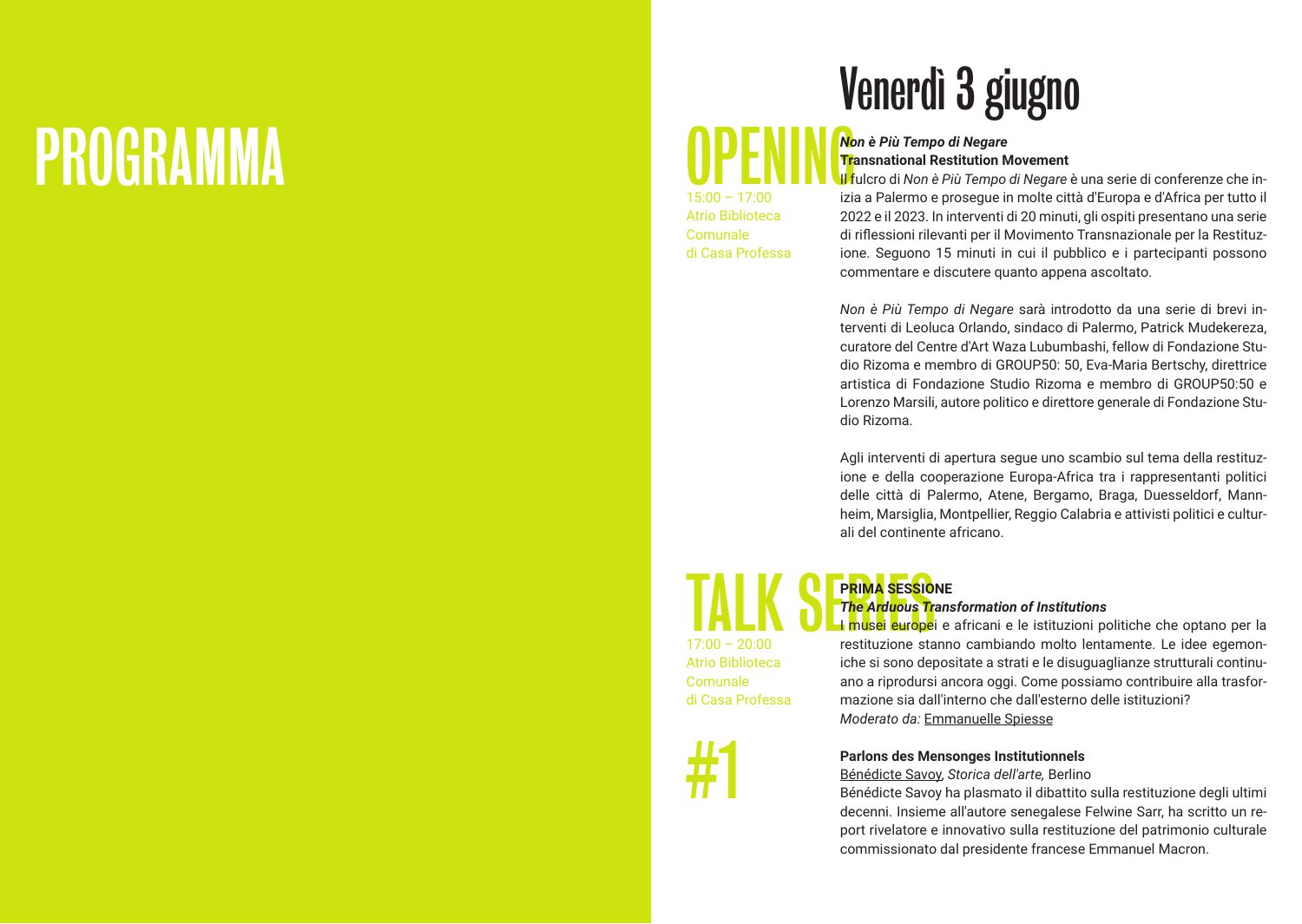# PROGRAMMA

## Venerdì 3 giugno

### OPENING

15:00 – 17:00
Atrio Biblioteca Comunale di Casa Professa

***Non è Più Tempo di Negare***
**Transnational Restitution Movement**

Il fulcro di *Non è Più Tempo di Negare* è una serie di conferenze che inizia a Palermo e prosegue in molte città d'Europa e d'Africa per tutto il 2022 e il 2023. In interventi di 20 minuti, gli ospiti presentano una serie di riflessioni rilevanti per il Movimento Transnazionale per la Restituzione. Seguono 15 minuti in cui il pubblico e i partecipanti possono commentare e discutere quanto appena ascoltato.

*Non è Più Tempo di Negare* sarà introdotto da una serie di brevi interventi di Leoluca Orlando, sindaco di Palermo, Patrick Mudekereza, curatore del Centre d'Art Waza Lubumbashi, fellow di Fondazione Studio Rizoma e membro di GROUP50: 50, Eva-Maria Bertschy, direttrice artistica di Fondazione Studio Rizoma e membro di GROUP50:50 e Lorenzo Marsili, autore politico e direttore generale di Fondazione Studio Rizoma.

Agli interventi di apertura segue uno scambio sul tema della restituzione e della cooperazione Europa-Africa tra i rappresentanti politici delle città di Palermo, Atene, Bergamo, Braga, Duesseldorf, Mannheim, Marsiglia, Montpellier, Reggio Calabria e attivisti politici e culturali del continente africano.

### TALK SERIES

17:00 – 20:00
Atrio Biblioteca Comunale di Casa Professa

#1

**PRIMA SESSIONE**
***The Arduous Transformation of Institutions***

I musei europei e africani e le istituzioni politiche che optano per la restituzione stanno cambiando molto lentamente. Le idee egemoniche si sono depositate a strati e le disuguaglianze strutturali continuano a riprodursi ancora oggi. Come possiamo contribuire alla trasformazione sia dall'interno che dall'esterno delle istituzioni?
*Moderato da:* Emmanuelle Spiesse

**Parlons des Mensonges Institutionnels**
Bénédicte Savoy, *Storica dell'arte,* Berlino
Bénédicte Savoy ha plasmato il dibattito sulla restituzione degli ultimi decenni. Insieme all'autore senegalese Felwine Sarr, ha scritto un report rivelatore e innovativo sulla restituzione del patrimonio culturale commissionato dal presidente francese Emmanuel Macron.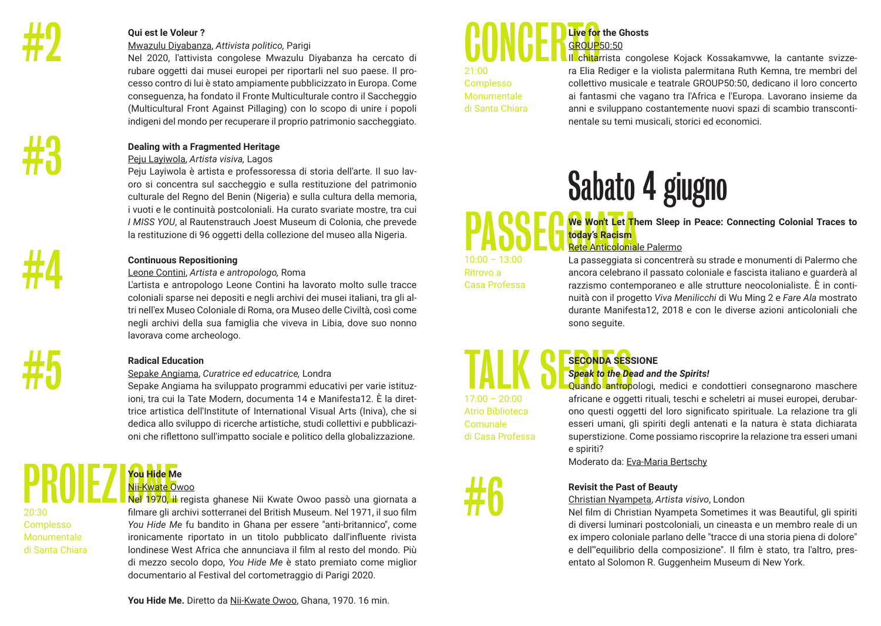## #2

**Qui est le Voleur ?**

Mwazulu Diyabanza, *Attivista politico,* Parigi

Nel 2020, l'attivista congolese Mwazulu Diyabanza ha cercato di rubare oggetti dai musei europei per riportarli nel suo paese. Il processo contro di lui è stato ampiamente pubblicizzato in Europa. Come conseguenza, ha fondato il Fronte Multiculturale contro il Saccheggio (Multicultural Front Against Pillaging) con lo scopo di unire i popoli indigeni del mondo per recuperare il proprio patrimonio saccheggiato.

## #3

**Dealing with a Fragmented Heritage**

Peju Layiwola, *Artista visiva,* Lagos

Peju Layiwola è artista e professoressa di storia dell'arte. Il suo lavoro si concentra sul saccheggio e sulla restituzione del patrimonio culturale del Regno del Benin (Nigeria) e sulla cultura della memoria, i vuoti e le continuità postcoloniali. Ha curato svariate mostre, tra cui *I MISS YOU*, al Rautenstrauch Joest Museum di Colonia, che prevede la restituzione di 96 oggetti della collezione del museo alla Nigeria.

## #4

**Continuous Repositioning**

Leone Contini, *Artista e antropologo,* Roma

L'artista e antropologo Leone Contini ha lavorato molto sulle tracce coloniali sparse nei depositi e negli archivi dei musei italiani, tra gli altri nell'ex Museo Coloniale di Roma, ora Museo delle Civiltà, così come negli archivi della sua famiglia che viveva in Libia, dove suo nonno lavorava come archeologo.

## #5

**Radical Education**

Sepake Angiama, *Curatrice ed educatrice,* Londra

Sepake Angiama ha sviluppato programmi educativi per varie istituzioni, tra cui la Tate Modern, documenta 14 e Manifesta12. È la direttrice artistica dell'Institute of International Visual Arts (Iniva), che si dedica allo sviluppo di ricerche artistiche, studi collettivi e pubblicazioni che riflettono sull'impatto sociale e politico della globalizzazione.

## PROIEZIONE

20:30
Complesso Monumentale di Santa Chiara

**You Hide Me**

Nii-Kwate Owoo

Nel 1970, il regista ghanese Nii Kwate Owoo passò una giornata a filmare gli archivi sotterranei del British Museum. Nel 1971, il suo film *You Hide Me* fu bandito in Ghana per essere "anti-britannico", come ironicamente riportato in un titolo pubblicato dall'influente rivista londinese West Africa che annunciava il film al resto del mondo. Più di mezzo secolo dopo, *You Hide Me* è stato premiato come miglior documentario al Festival del cortometraggio di Parigi 2020.

**You Hide Me.** Diretto da Nii-Kwate Owoo, Ghana, 1970. 16 min.

## CONCERTO

21:00
Complesso Monumentale di Santa Chiara

**Live for the Ghosts**

GROUP50:50

Il chitarrista congolese Kojack Kossakamvwe, la cantante svizzera Elia Rediger e la violista palermitana Ruth Kemna, tre membri del collettivo musicale e teatrale GROUP50:50, dedicano il loro concerto ai fantasmi che vagano tra l'Africa e l'Europa. Lavorano insieme da anni e sviluppano costantemente nuovi spazi di scambio transcontinentale su temi musicali, storici ed economici.

# Sabato 4 giugno

## PASSEGGIATA

10:00 – 13:00
Ritrovo a Casa Professa

**We Won't Let Them Sleep in Peace: Connecting Colonial Traces to today's Racism**

Rete Anticoloniale Palermo

La passeggiata si concentrerà su strade e monumenti di Palermo che ancora celebrano il passato coloniale e fascista italiano e guarderà al razzismo contemporaneo e alle strutture neocolonialiste. È in continuità con il progetto *Viva Menilicchi* di Wu Ming 2 e *Fare Ala* mostrato durante Manifesta12, 2018 e con le diverse azioni anticoloniali che sono seguite.

## TALK SERIES

17:00 – 20:00
Atrio Biblioteca Comunale di Casa Professa

**SECONDA SESSIONE**

***Speak to the Dead and the Spirits!***

Quando antropologi, medici e condottieri consegnarono maschere africane e oggetti rituali, teschi e scheletri ai musei europei, derubarono questi oggetti del loro significato spirituale. La relazione tra gli esseri umani, gli spiriti degli antenati e la natura è stata dichiarata superstizione. Come possiamo riscoprire la relazione tra esseri umani e spiriti?

Moderato da: Eva-Maria Bertschy

## #6

**Revisit the Past of Beauty**

Christian Nyampeta, *Artista visivo*, London

Nel film di Christian Nyampeta Sometimes it was Beautiful, gli spiriti di diversi luminari postcoloniali, un cineasta e un membro reale di un ex impero coloniale parlano delle "tracce di una storia piena di dolore" e dell'"equilibrio della composizione". Il film è stato, tra l'altro, presentato al Solomon R. Guggenheim Museum di New York.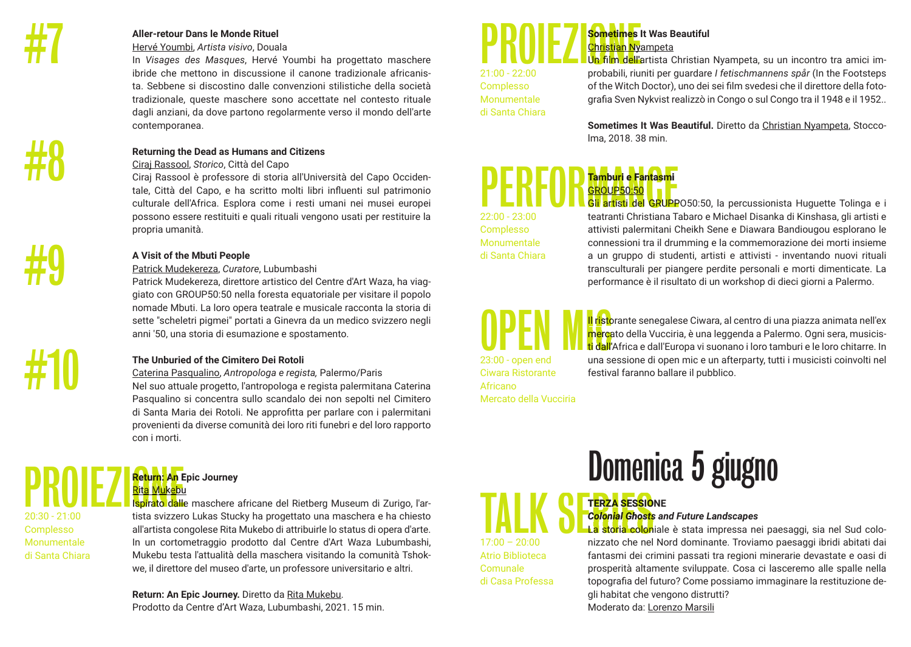## #7

**Aller-retour Dans le Monde Rituel**

Hervé Youmbi, *Artista visivo*, Douala

In *Visages des Masques*, Hervé Youmbi ha progettato maschere ibride che mettono in discussione il canone tradizionale africanista. Sebbene si discostino dalle convenzioni stilistiche della società tradizionale, queste maschere sono accettate nel contesto rituale dagli anziani, da dove partono regolarmente verso il mondo dell'arte contemporanea.

## #8

**Returning the Dead as Humans and Citizens**

Ciraj Rassool, *Storico*, Città del Capo

Ciraj Rassool è professore di storia all'Università del Capo Occidentale, Città del Capo, e ha scritto molti libri influenti sul patrimonio culturale dell'Africa. Esplora come i resti umani nei musei europei possono essere restituiti e quali rituali vengono usati per restituire la propria umanità.

## #9

**A Visit of the Mbuti People**

Patrick Mudekereza, *Curatore*, Lubumbashi

Patrick Mudekereza, direttore artistico del Centre d'Art Waza, ha viaggiato con GROUP50:50 nella foresta equatoriale per visitare il popolo nomade Mbuti. La loro opera teatrale e musicale racconta la storia di sette "scheletri pigmei" portati a Ginevra da un medico svizzero negli anni '50, una storia di esumazione e spostamento.

## #10

**The Unburied of the Cimitero Dei Rotoli**

Caterina Pasqualino, *Antropologa e regista,* Palermo/Paris

Nel suo attuale progetto, l'antropologa e regista palermitana Caterina Pasqualino si concentra sullo scandalo dei non sepolti nel Cimitero di Santa Maria dei Rotoli. Ne approfitta per parlare con i palermitani provenienti da diverse comunità dei loro riti funebri e del loro rapporto con i morti.

## PROIEZIONE

20:30 - 21:00
Complesso Monumentale di Santa Chiara

**Return: An Epic Journey**

Rita Mukebu

Ispirato dalle maschere africane del Rietberg Museum di Zurigo, l'artista svizzero Lukas Stucky ha progettato una maschera e ha chiesto all'artista congolese Rita Mukebo di attribuirle lo status di opera d'arte. In un cortometraggio prodotto dal Centre d'Art Waza Lubumbashi, Mukebu testa l'attualità della maschera visitando la comunità Tshokwe, il direttore del museo d'arte, un professore universitario e altri.

**Return: An Epic Journey.** Diretto da Rita Mukebu.
Prodotto da Centre d'Art Waza, Lubumbashi, 2021. 15 min.

## PROIEZIONE

21:00 - 22:00
Complesso Monumentale di Santa Chiara

**Sometimes It Was Beautiful**

Christian Nyampeta

Un film dell'artista Christian Nyampeta, su un incontro tra amici improbabili, riuniti per guardare *I fetischmannens spår* (In the Footsteps of the Witch Doctor), uno dei sei film svedesi che il direttore della fotografia Sven Nykvist realizzò in Congo o sul Congo tra il 1948 e il 1952..

**Sometimes It Was Beautiful.** Diretto da Christian Nyampeta, Stoccolma, 2018. 38 min.

## PERFORMANCE

22:00 - 23:00
Complesso Monumentale di Santa Chiara

**Tamburi e Fantasmi**

GROUP50:50

Gli artisti del GRUPPO50:50, la percussionista Huguette Tolinga e i teatranti Christiana Tabaro e Michael Disanka di Kinshasa, gli artisti e attivisti palermitani Cheikh Sene e Diawara Bandiougou esplorano le connessioni tra il drumming e la commemorazione dei morti insieme a un gruppo di studenti, artisti e attivisti - inventando nuovi rituali transculturali per piangere perdite personali e morti dimenticate. La performance è il risultato di un workshop di dieci giorni a Palermo.

## OPEN MIC

23:00 - open end
Ciwara Ristorante Africano
Mercato della Vucciria

Il ristorante senegalese Ciwara, al centro di una piazza animata nell'ex mercato della Vucciria, è una leggenda a Palermo. Ogni sera, musicisti dall'Africa e dall'Europa vi suonano i loro tamburi e le loro chitarre. In una sessione di open mic e un afterparty, tutti i musicisti coinvolti nel festival faranno ballare il pubblico.

# Domenica 5 giugno

## TALK SERIES

17:00 – 20:00
Atrio Biblioteca Comunale di Casa Professa

**TERZA SESSIONE**

***Colonial Ghosts and Future Landscapes***

La storia coloniale è stata impressa nei paesaggi, sia nel Sud colonizzato che nel Nord dominante. Troviamo paesaggi ibridi abitati dai fantasmi dei crimini passati tra regioni minerarie devastate e oasi di prosperità altamente sviluppate. Cosa ci lasceremo alle spalle nella topografia del futuro? Come possiamo immaginare la restituzione degli habitat che vengono distrutti?

Moderato da: Lorenzo Marsili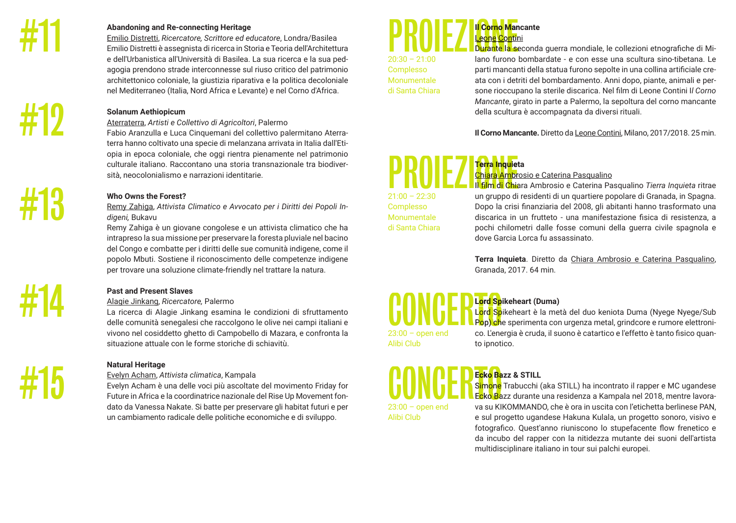## #11

**Abandoning and Re-connecting Heritage**

Emilio Distretti, *Ricercatore, Scrittore ed educatore*, Londra/Basilea

Emilio Distretti è assegnista di ricerca in Storia e Teoria dell'Architettura e dell'Urbanistica all'Università di Basilea. La sua ricerca e la sua pedagogia prendono strade interconnesse sul riuso critico del patrimonio architettonico coloniale, la giustizia riparativa e la politica decoloniale nel Mediterraneo (Italia, Nord Africa e Levante) e nel Corno d'Africa.

## #12

**Solanum Aethiopicum**

Aterraterra, *Artisti e Collettivo di Agricoltori*, Palermo

Fabio Aranzulla e Luca Cinquemani del collettivo palermitano Aterraterra hanno coltivato una specie di melanzana arrivata in Italia dall'Etiopia in epoca coloniale, che oggi rientra pienamente nel patrimonio culturale italiano. Raccontano una storia transnazionale tra biodiversità, neocolonialismo e narrazioni identitarie.

## #13

**Who Owns the Forest?**

Remy Zahiga, *Attivista Climatico e Avvocato per i Diritti dei Popoli Indigeni*, Bukavu

Remy Zahiga è un giovane congolese e un attivista climatico che ha intrapreso la sua missione per preservare la foresta pluviale nel bacino del Congo e combatte per i diritti delle sue comunità indigene, come il popolo Mbuti. Sostiene il riconoscimento delle competenze indigene per trovare una soluzione climate-friendly nel trattare la natura.

## #14

**Past and Present Slaves**

Alagie Jinkang, *Ricercatore,* Palermo

La ricerca di Alagie Jinkang esamina le condizioni di sfruttamento delle comunità senegalesi che raccolgono le olive nei campi italiani e vivono nel cosiddetto ghetto di Campobello di Mazara, e confronta la situazione attuale con le forme storiche di schiavitù.

## #15

**Natural Heritage**

Evelyn Acham, *Attivista climatica*, Kampala

Evelyn Acham è una delle voci più ascoltate del movimento Friday for Future in Africa e la coordinatrice nazionale del Rise Up Movement fondato da Vanessa Nakate. Si batte per preservare gli habitat futuri e per un cambiamento radicale delle politiche economiche e di sviluppo.

## PROIEZIONE

20:30 – 21:00
Complesso Monumentale di Santa Chiara

**Il Corno Mancante**

Leone Contini

Durante la seconda guerra mondiale, le collezioni etnografiche di Milano furono bombardate - e con esse una scultura sino-tibetana. Le parti mancanti della statua furono sepolte in una collina artificiale creata con i detriti del bombardamento. Anni dopo, piante, animali e persone rioccupano la sterile discarica. Nel film di Leone Contini I*l Corno Mancante*, girato in parte a Palermo, la sepoltura del corno mancante della scultura è accompagnata da diversi rituali.

**Il Corno Mancante.** Diretto da Leone Contini, Milano, 2017/2018. 25 min.

## PROIEZIONE

21:00 – 22:30
Complesso Monumentale di Santa Chiara

**Terra Inquieta**

Chiara Ambrosio e Caterina Pasqualino

Il film di Chiara Ambrosio e Caterina Pasqualino *Tierra Inquieta* ritrae un gruppo di residenti di un quartiere popolare di Granada, in Spagna. Dopo la crisi finanziaria del 2008, gli abitanti hanno trasformato una discarica in un frutteto - una manifestazione fisica di resistenza, a pochi chilometri dalle fosse comuni della guerra civile spagnola e dove Garcia Lorca fu assassinato.

**Terra Inquieta**. Diretto da Chiara Ambrosio e Caterina Pasqualino, Granada, 2017. 64 min.

## CONCERTO

23:00 – open end
Alibi Club

**Lord Spikeheart (Duma)**

Lord Spikeheart è la metà del duo keniota Duma (Nyege Nyege/Sub Pop) che sperimenta con urgenza metal, grindcore e rumore elettronico. L'energia è cruda, il suono è catartico e l'effetto è tanto fisico quanto ipnotico.

## CONCERTO

23:00 – open end
Alibi Club

**Ecko Bazz & STILL**

Simone Trabucchi (aka STILL) ha incontrato il rapper e MC ugandese Ecko Bazz durante una residenza a Kampala nel 2018, mentre lavorava su KIKOMMANDO, che è ora in uscita con l'etichetta berlinese PAN, e sul progetto ugandese Hakuna Kulala, un progetto sonoro, visivo e fotografico. Quest'anno riuniscono lo stupefacente flow frenetico e da incubo del rapper con la nitidezza mutante dei suoni dell'artista multidisciplinare italiano in tour sui palchi europei.